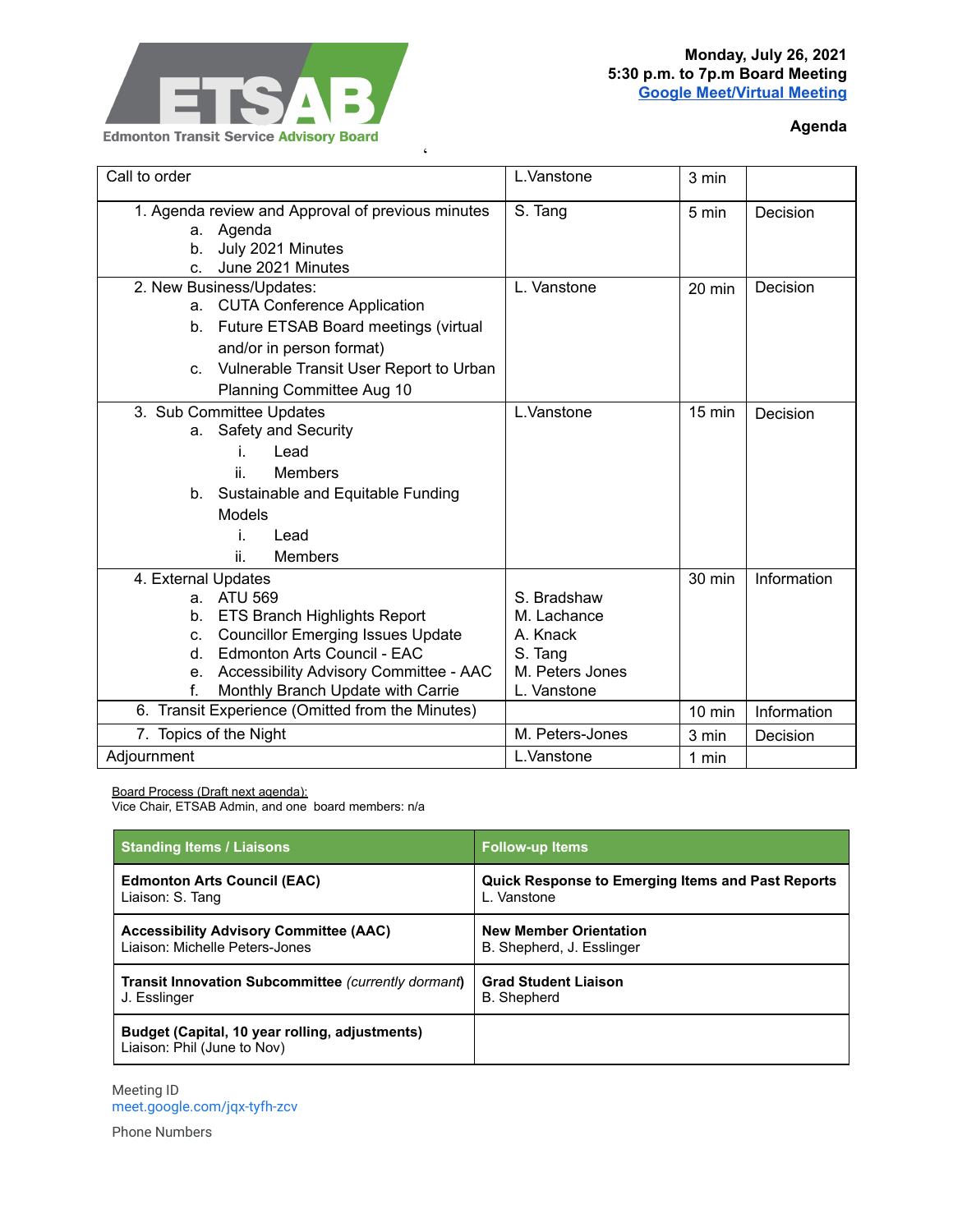ETSAB

Edmonton Transit Service Advisory Board

**Monday, July 26, 2021**
**5:30 p.m. to 7p.m Board Meeting**
**Google Meet/Virtual Meeting**

**Agenda**

| Call to order | L.Vanstone | 3 min | |
|---|---|---|---|
| 1. Agenda review and Approval of previous minutes<br>a. Agenda<br>b. July 2021 Minutes<br>c. June 2021 Minutes | S. Tang | 5 min | Decision |
| 2. New Business/Updates:<br>a. CUTA Conference Application<br>b. Future ETSAB Board meetings (virtual and/or in person format)<br>c. Vulnerable Transit User Report to Urban Planning Committee Aug 10 | L. Vanstone | 20 min | Decision |
| 3. Sub Committee Updates<br>a. Safety and Security<br>i. Lead<br>ii. Members<br>b. Sustainable and Equitable Funding Models<br>i. Lead<br>ii. Members | L.Vanstone | 15 min | Decision |
| 4. External Updates<br>a. ATU 569<br>b. ETS Branch Highlights Report<br>c. Councillor Emerging Issues Update<br>d. Edmonton Arts Council - EAC<br>e. Accessibility Advisory Committee - AAC<br>f. Monthly Branch Update with Carrie | <br>S. Bradshaw<br>M. Lachance<br>A. Knack<br>S. Tang<br>M. Peters Jones<br>L. Vanstone | 30 min | Information |
| 6. Transit Experience (Omitted from the Minutes) | | 10 min | Information |
| 7. Topics of the Night | M. Peters-Jones | 3 min | Decision |
| Adjournment | L.Vanstone | 1 min | |

Board Process (Draft next agenda):
Vice Chair, ETSAB Admin, and one board members: n/a

| Standing Items / Liaisons | Follow-up Items |
|---|---|
| **Edmonton Arts Council (EAC)**<br>Liaison: S. Tang | **Quick Response to Emerging Items and Past Reports**<br>L. Vanstone |
| **Accessibility Advisory Committee (AAC)**<br>Liaison: Michelle Peters-Jones | **New Member Orientation**<br>B. Shepherd, J. Esslinger |
| **Transit Innovation Subcommittee** *(currently dormant)*<br>J. Esslinger | **Grad Student Liaison**<br>B. Shepherd |
| **Budget (Capital, 10 year rolling, adjustments)**<br>Liaison: Phil (June to Nov) | |

Meeting ID
meet.google.com/jqx-tyfh-zcv

Phone Numbers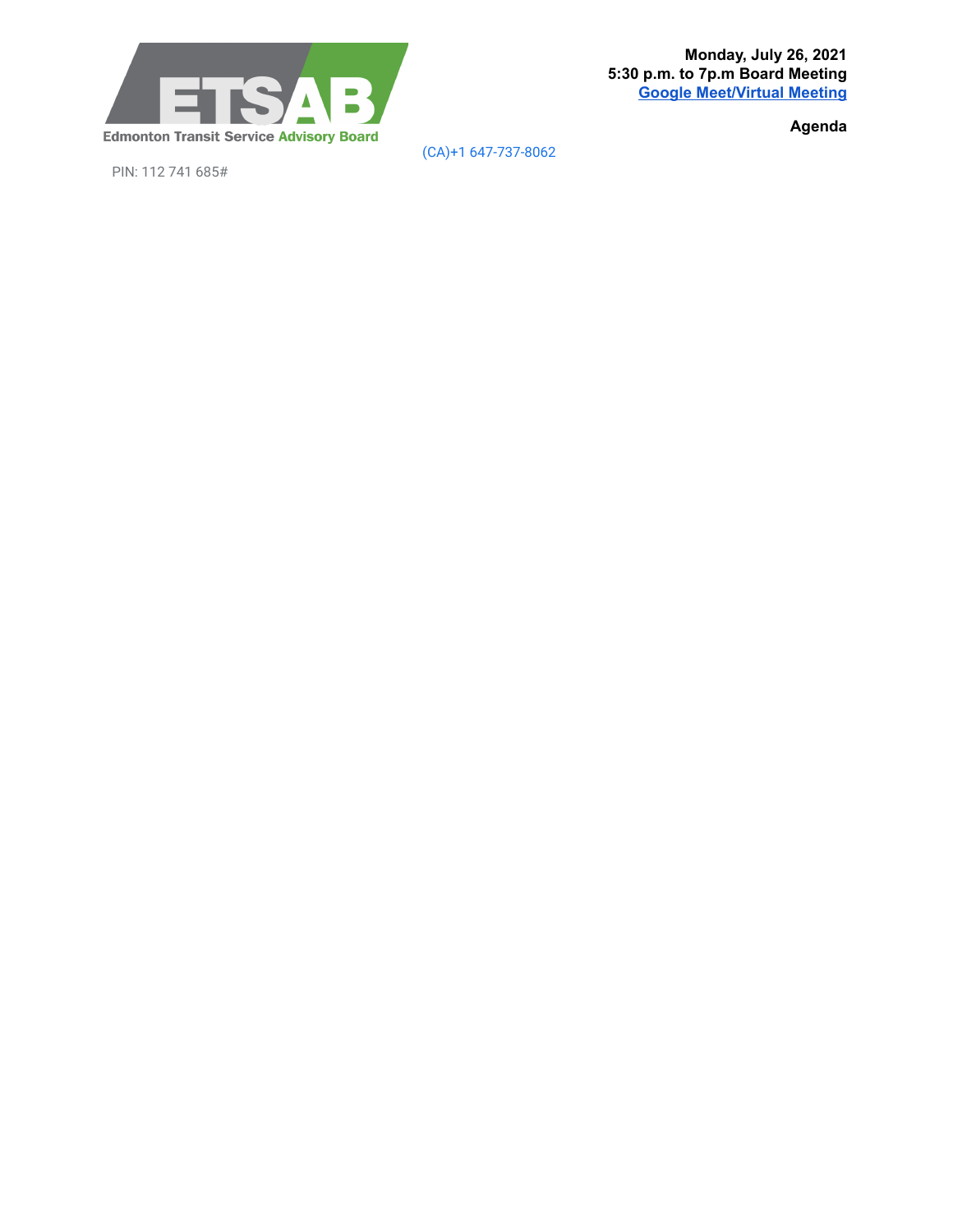Edmonton Transit Service Advisory Board

**Monday, July 26, 2021**
**5:30 p.m. to 7p.m Board Meeting**
**Google Meet/Virtual Meeting**

**Agenda**

(CA)+1 647-737-8062

PIN: 112 741 685#